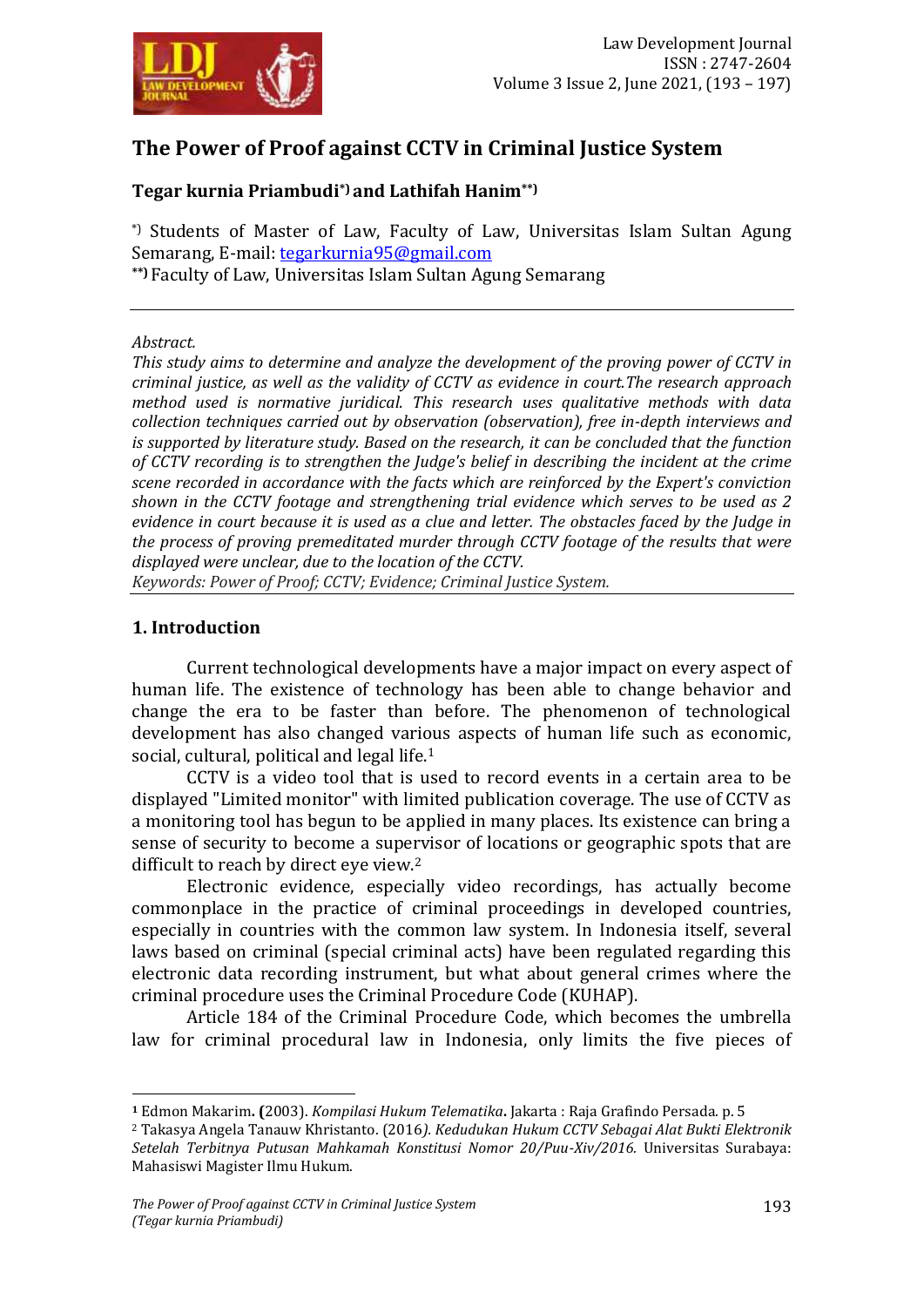# The Power of Proof against CCTV in Criminal Justice System

**Tegar kurnia Priambudi*) and Lathifah Hanim**)**

*) Students of Master of Law, Faculty of Law, Universitas Islam Sultan Agung Semarang, E-mail: tegarkurnia95@gmail.com
**) Faculty of Law, Universitas Islam Sultan Agung Semarang

*Abstract.*
*This study aims to determine and analyze the development of the proving power of CCTV in criminal justice, as well as the validity of CCTV as evidence in court.The research approach method used is normative juridical. This research uses qualitative methods with data collection techniques carried out by observation (observation), free in-depth interviews and is supported by literature study. Based on the research, it can be concluded that the function of CCTV recording is to strengthen the Judge's belief in describing the incident at the crime scene recorded in accordance with the facts which are reinforced by the Expert's conviction shown in the CCTV footage and strengthening trial evidence which serves to be used as 2 evidence in court because it is used as a clue and letter. The obstacles faced by the Judge in the process of proving premeditated murder through CCTV footage of the results that were displayed were unclear, due to the location of the CCTV.*
*Keywords: Power of Proof; CCTV; Evidence; Criminal Justice System.*

## 1. Introduction

Current technological developments have a major impact on every aspect of human life. The existence of technology has been able to change behavior and change the era to be faster than before. The phenomenon of technological development has also changed various aspects of human life such as economic, social, cultural, political and legal life.[1]

CCTV is a video tool that is used to record events in a certain area to be displayed "Limited monitor" with limited publication coverage. The use of CCTV as a monitoring tool has begun to be applied in many places. Its existence can bring a sense of security to become a supervisor of locations or geographic spots that are difficult to reach by direct eye view.[2]

Electronic evidence, especially video recordings, has actually become commonplace in the practice of criminal proceedings in developed countries, especially in countries with the common law system. In Indonesia itself, several laws based on criminal (special criminal acts) have been regulated regarding this electronic data recording instrument, but what about general crimes where the criminal procedure uses the Criminal Procedure Code (KUHAP).

Article 184 of the Criminal Procedure Code, which becomes the umbrella law for criminal procedural law in Indonesia, only limits the five pieces of

---

[1] Edmon Makarim. (2003). *Kompilasi Hukum Telematika*. Jakarta : Raja Grafindo Persada. p. 5
[2] Takasya Angela Tanauw Khristanto. (2016). *Kedudukan Hukum CCTV Sebagai Alat Bukti Elektronik Setelah Terbitnya Putusan Mahkamah Konstitusi Nomor 20/Puu-Xiv/2016.* Universitas Surabaya: Mahasiswi Magister Ilmu Hukum.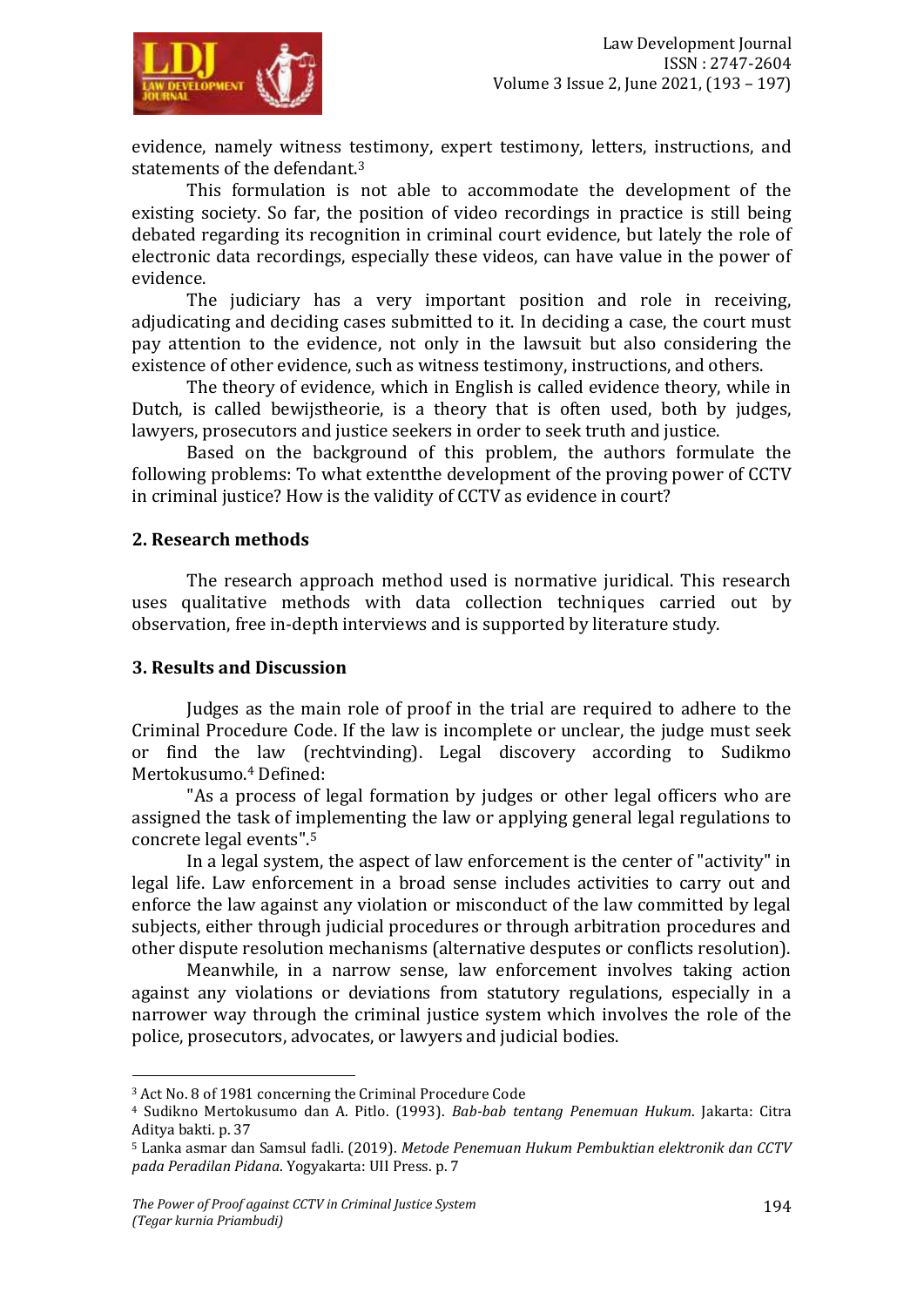evidence, namely witness testimony, expert testimony, letters, instructions, and statements of the defendant.[3]

This formulation is not able to accommodate the development of the existing society. So far, the position of video recordings in practice is still being debated regarding its recognition in criminal court evidence, but lately the role of electronic data recordings, especially these videos, can have value in the power of evidence.

The judiciary has a very important position and role in receiving, adjudicating and deciding cases submitted to it. In deciding a case, the court must pay attention to the evidence, not only in the lawsuit but also considering the existence of other evidence, such as witness testimony, instructions, and others.

The theory of evidence, which in English is called evidence theory, while in Dutch, is called bewijstheorie, is a theory that is often used, both by judges, lawyers, prosecutors and justice seekers in order to seek truth and justice.

Based on the background of this problem, the authors formulate the following problems: To what extentthe development of the proving power of CCTV in criminal justice? How is the validity of CCTV as evidence in court?

## 2. Research methods

The research approach method used is normative juridical. This research uses qualitative methods with data collection techniques carried out by observation, free in-depth interviews and is supported by literature study.

## 3. Results and Discussion

Judges as the main role of proof in the trial are required to adhere to the Criminal Procedure Code. If the law is incomplete or unclear, the judge must seek or find the law (rechtvinding). Legal discovery according to Sudikmo Mertokusumo.[4] Defined:

"As a process of legal formation by judges or other legal officers who are assigned the task of implementing the law or applying general legal regulations to concrete legal events".[5]

In a legal system, the aspect of law enforcement is the center of "activity" in legal life. Law enforcement in a broad sense includes activities to carry out and enforce the law against any violation or misconduct of the law committed by legal subjects, either through judicial procedures or through arbitration procedures and other dispute resolution mechanisms (alternative desputes or conflicts resolution).

Meanwhile, in a narrow sense, law enforcement involves taking action against any violations or deviations from statutory regulations, especially in a narrower way through the criminal justice system which involves the role of the police, prosecutors, advocates, or lawyers and judicial bodies.

---

[3] Act No. 8 of 1981 concerning the Criminal Procedure Code

[4] Sudikno Mertokusumo dan A. Pitlo. (1993). *Bab-bab tentang Penemuan Hukum*. Jakarta: Citra Aditya bakti. p. 37

[5] Lanka asmar dan Samsul fadli. (2019). *Metode Penemuan Hukum Pembuktian elektronik dan CCTV pada Peradilan Pidana*. Yogyakarta: UII Press. p. 7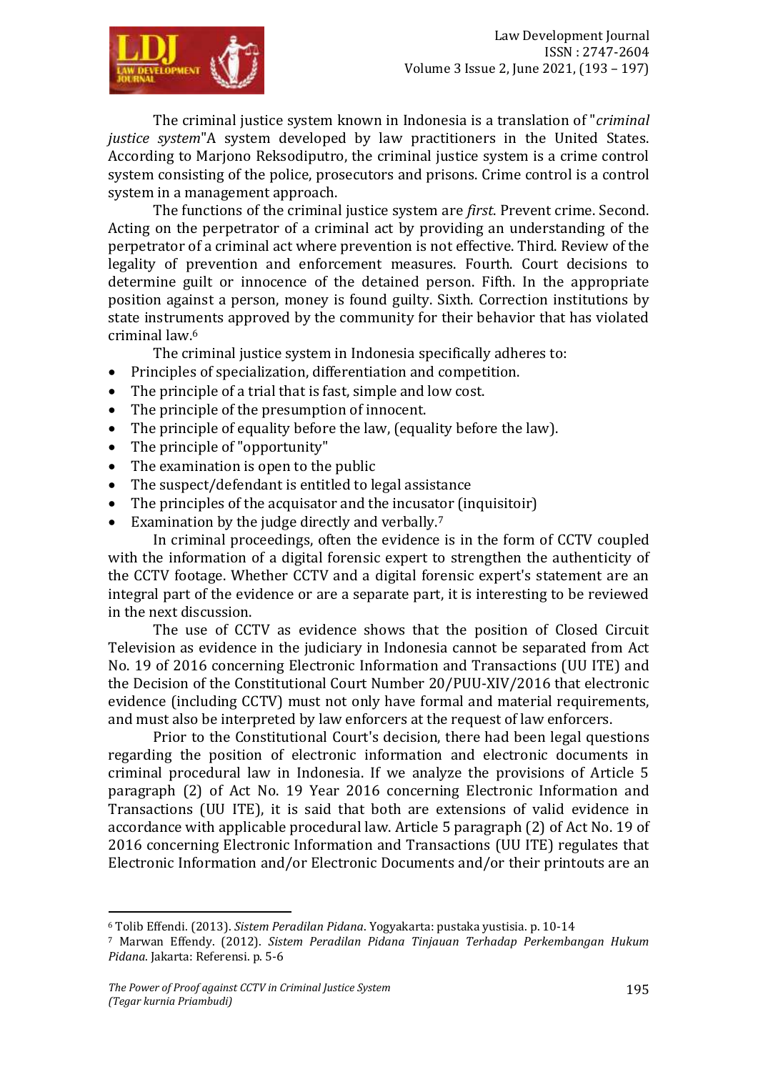The criminal justice system known in Indonesia is a translation of "*criminal justice system*"A system developed by law practitioners in the United States. According to Marjono Reksodiputro, the criminal justice system is a crime control system consisting of the police, prosecutors and prisons. Crime control is a control system in a management approach.

The functions of the criminal justice system are *first*. Prevent crime. Second. Acting on the perpetrator of a criminal act by providing an understanding of the perpetrator of a criminal act where prevention is not effective. Third. Review of the legality of prevention and enforcement measures. Fourth. Court decisions to determine guilt or innocence of the detained person. Fifth. In the appropriate position against a person, money is found guilty. Sixth. Correction institutions by state instruments approved by the community for their behavior that has violated criminal law.[6]

The criminal justice system in Indonesia specifically adheres to:

- Principles of specialization, differentiation and competition.
- The principle of a trial that is fast, simple and low cost.
- The principle of the presumption of innocent.
- The principle of equality before the law, (equality before the law).
- The principle of "opportunity"
- The examination is open to the public
- The suspect/defendant is entitled to legal assistance
- The principles of the acquisator and the incusator (inquisitoir)
- Examination by the judge directly and verbally.[7]

In criminal proceedings, often the evidence is in the form of CCTV coupled with the information of a digital forensic expert to strengthen the authenticity of the CCTV footage. Whether CCTV and a digital forensic expert's statement are an integral part of the evidence or are a separate part, it is interesting to be reviewed in the next discussion.

The use of CCTV as evidence shows that the position of Closed Circuit Television as evidence in the judiciary in Indonesia cannot be separated from Act No. 19 of 2016 concerning Electronic Information and Transactions (UU ITE) and the Decision of the Constitutional Court Number 20/PUU-XIV/2016 that electronic evidence (including CCTV) must not only have formal and material requirements, and must also be interpreted by law enforcers at the request of law enforcers.

Prior to the Constitutional Court's decision, there had been legal questions regarding the position of electronic information and electronic documents in criminal procedural law in Indonesia. If we analyze the provisions of Article 5 paragraph (2) of Act No. 19 Year 2016 concerning Electronic Information and Transactions (UU ITE), it is said that both are extensions of valid evidence in accordance with applicable procedural law. Article 5 paragraph (2) of Act No. 19 of 2016 concerning Electronic Information and Transactions (UU ITE) regulates that Electronic Information and/or Electronic Documents and/or their printouts are an

---

[6] Tolib Effendi. (2013). *Sistem Peradilan Pidana*. Yogyakarta: pustaka yustisia. p. 10-14

[7] Marwan Effendy. (2012). *Sistem Peradilan Pidana Tinjauan Terhadap Perkembangan Hukum Pidana*. Jakarta: Referensi. p. 5-6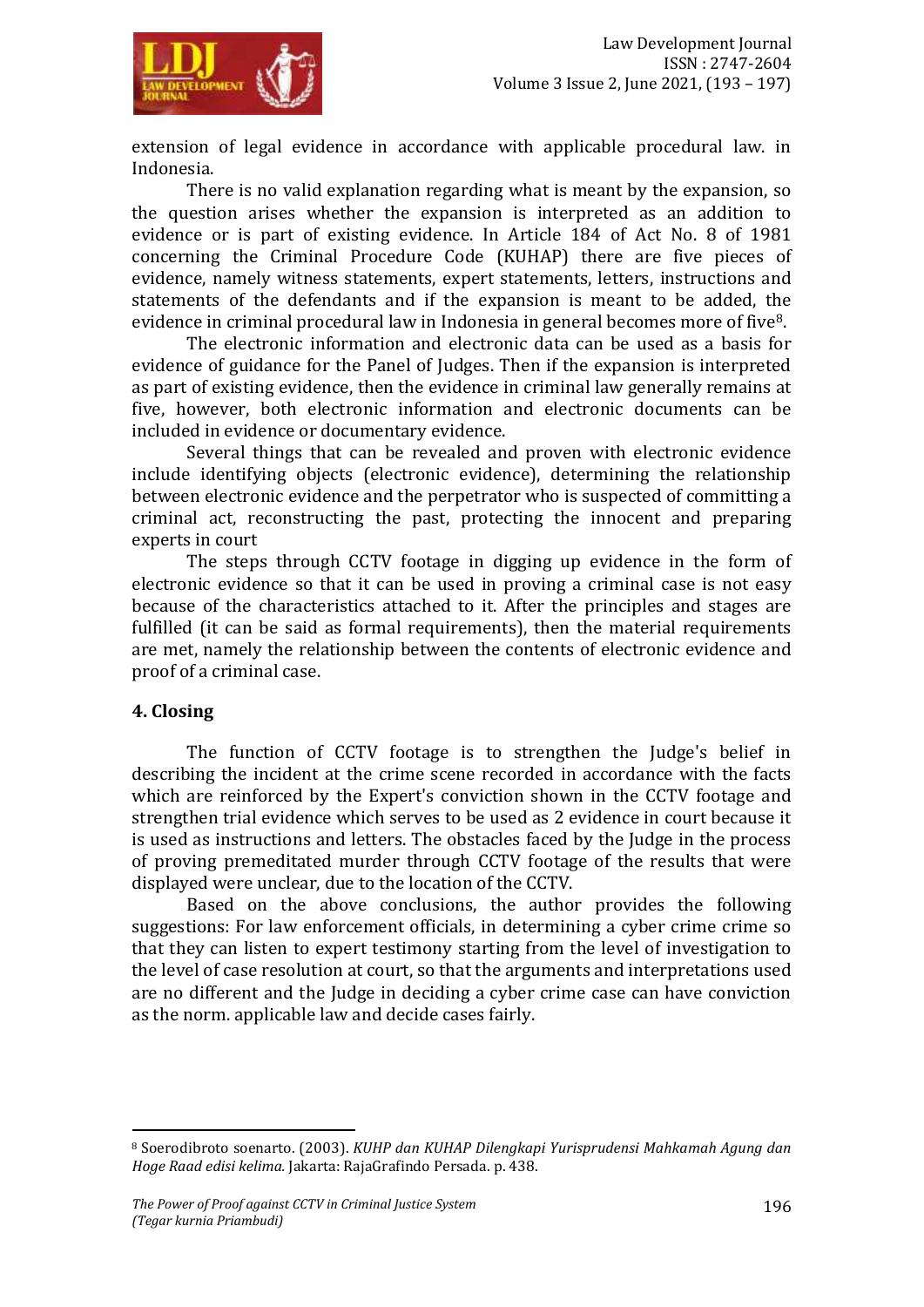extension of legal evidence in accordance with applicable procedural law. in Indonesia.

There is no valid explanation regarding what is meant by the expansion, so the question arises whether the expansion is interpreted as an addition to evidence or is part of existing evidence. In Article 184 of Act No. 8 of 1981 concerning the Criminal Procedure Code (KUHAP) there are five pieces of evidence, namely witness statements, expert statements, letters, instructions and statements of the defendants and if the expansion is meant to be added, the evidence in criminal procedural law in Indonesia in general becomes more of five[8].

The electronic information and electronic data can be used as a basis for evidence of guidance for the Panel of Judges. Then if the expansion is interpreted as part of existing evidence, then the evidence in criminal law generally remains at five, however, both electronic information and electronic documents can be included in evidence or documentary evidence.

Several things that can be revealed and proven with electronic evidence include identifying objects (electronic evidence), determining the relationship between electronic evidence and the perpetrator who is suspected of committing a criminal act, reconstructing the past, protecting the innocent and preparing experts in court

The steps through CCTV footage in digging up evidence in the form of electronic evidence so that it can be used in proving a criminal case is not easy because of the characteristics attached to it. After the principles and stages are fulfilled (it can be said as formal requirements), then the material requirements are met, namely the relationship between the contents of electronic evidence and proof of a criminal case.

## 4. Closing

The function of CCTV footage is to strengthen the Judge's belief in describing the incident at the crime scene recorded in accordance with the facts which are reinforced by the Expert's conviction shown in the CCTV footage and strengthen trial evidence which serves to be used as 2 evidence in court because it is used as instructions and letters. The obstacles faced by the Judge in the process of proving premeditated murder through CCTV footage of the results that were displayed were unclear, due to the location of the CCTV.

Based on the above conclusions, the author provides the following suggestions: For law enforcement officials, in determining a cyber crime crime so that they can listen to expert testimony starting from the level of investigation to the level of case resolution at court, so that the arguments and interpretations used are no different and the Judge in deciding a cyber crime case can have conviction as the norm. applicable law and decide cases fairly.

---

[8] Soerodibroto soenarto. (2003). *KUHP dan KUHAP Dilengkapi Yurisprudensi Mahkamah Agung dan Hoge Raad edisi kelima.* Jakarta: RajaGrafindo Persada. p. 438.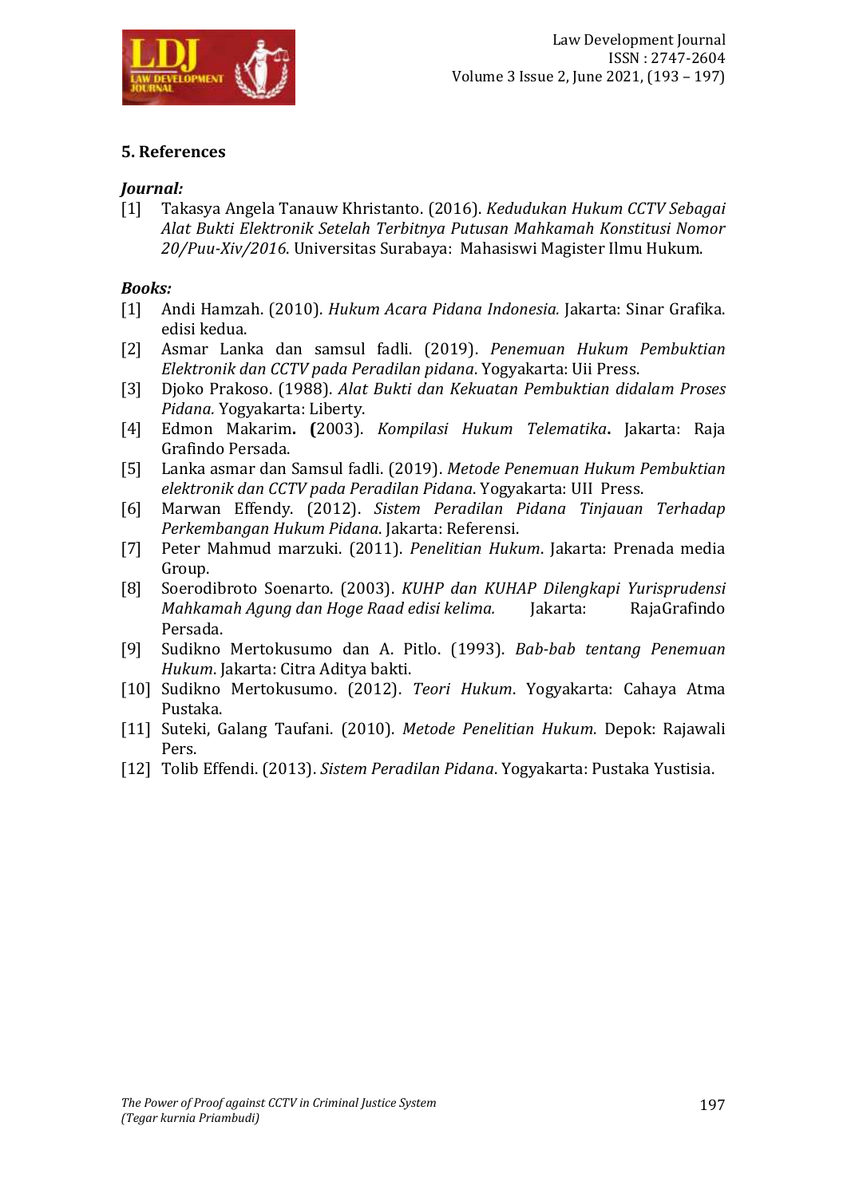## 5. References

***Journal:***

[1] Takasya Angela Tanauw Khristanto. (2016). *Kedudukan Hukum CCTV Sebagai Alat Bukti Elektronik Setelah Terbitnya Putusan Mahkamah Konstitusi Nomor 20/Puu-Xiv/2016*. Universitas Surabaya: Mahasiswi Magister Ilmu Hukum.

***Books:***

[1] Andi Hamzah. (2010). *Hukum Acara Pidana Indonesia.* Jakarta: Sinar Grafika. edisi kedua.

[2] Asmar Lanka dan samsul fadli. (2019). *Penemuan Hukum Pembuktian Elektronik dan CCTV pada Peradilan pidana*. Yogyakarta: Uii Press.

[3] Djoko Prakoso. (1988). *Alat Bukti dan Kekuatan Pembuktian didalam Proses Pidana.* Yogyakarta: Liberty.

[4] Edmon Makarim**. (**2003). *Kompilasi Hukum Telematika***.** Jakarta: Raja Grafindo Persada.

[5] Lanka asmar dan Samsul fadli. (2019). *Metode Penemuan Hukum Pembuktian elektronik dan CCTV pada Peradilan Pidana*. Yogyakarta: UII Press.

[6] Marwan Effendy. (2012). *Sistem Peradilan Pidana Tinjauan Terhadap Perkembangan Hukum Pidana*. Jakarta: Referensi.

[7] Peter Mahmud marzuki. (2011). *Penelitian Hukum*. Jakarta: Prenada media Group.

[8] Soerodibroto Soenarto. (2003). *KUHP dan KUHAP Dilengkapi Yurisprudensi Mahkamah Agung dan Hoge Raad edisi kelima.* Jakarta: RajaGrafindo Persada.

[9] Sudikno Mertokusumo dan A. Pitlo. (1993). *Bab-bab tentang Penemuan Hukum*. Jakarta: Citra Aditya bakti.

[10] Sudikno Mertokusumo. (2012). *Teori Hukum*. Yogyakarta: Cahaya Atma Pustaka.

[11] Suteki, Galang Taufani. (2010). *Metode Penelitian Hukum*. Depok: Rajawali Pers.

[12] Tolib Effendi. (2013). *Sistem Peradilan Pidana*. Yogyakarta: Pustaka Yustisia.